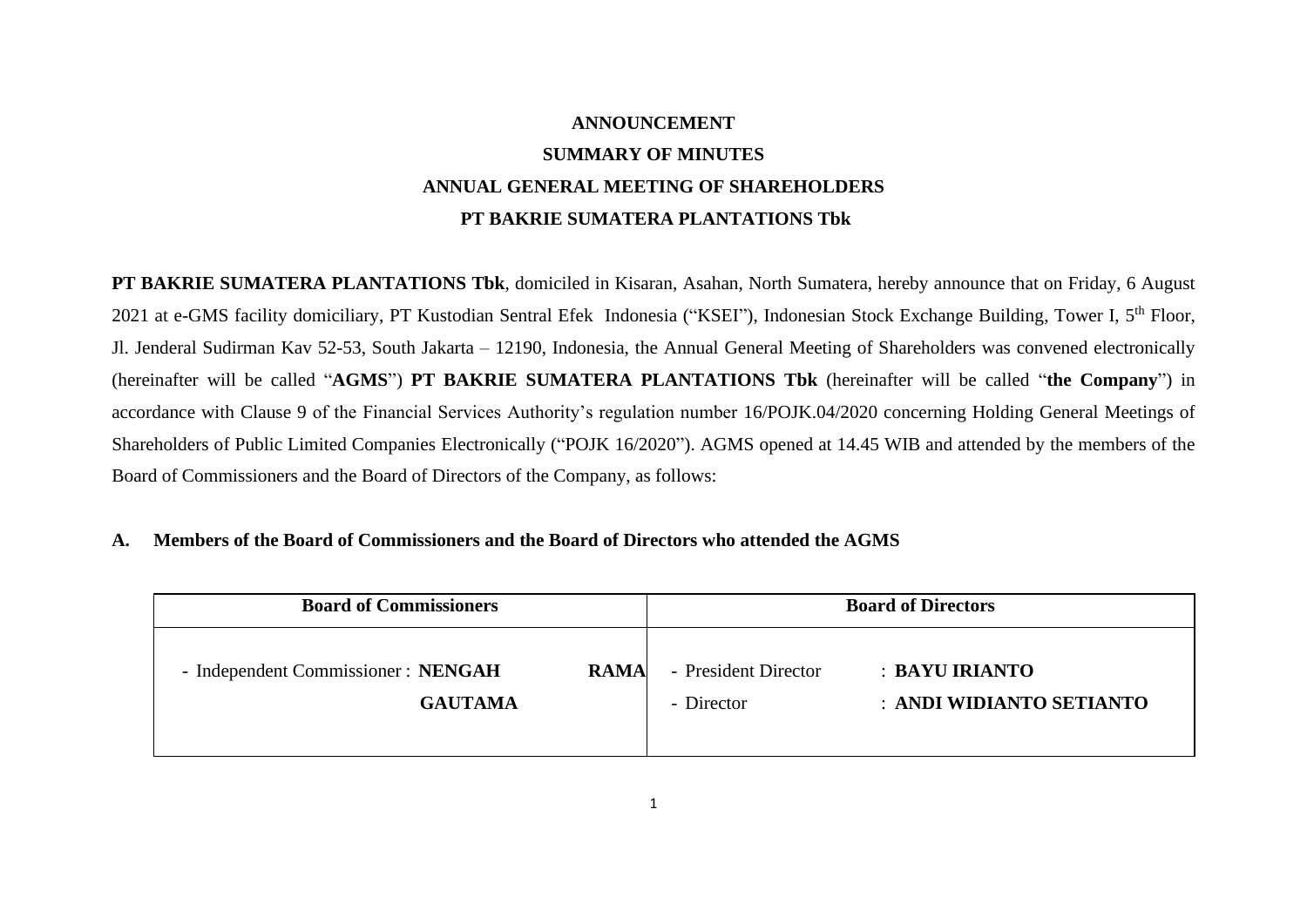# ANNOUNCEMENT

# SUMMARY OF MINUTES

# ANNUAL GENERAL MEETING OF SHAREHOLDERS

# PT BAKRIE SUMATERA PLANTATIONS Tbk

**PT BAKRIE SUMATERA PLANTATIONS Tbk**, domiciled in Kisaran, Asahan, North Sumatera, hereby announce that on Friday, 6 August 2021 at e-GMS facility domiciliary, PT Kustodian Sentral Efek Indonesia ("KSEI"), Indonesian Stock Exchange Building, Tower I, 5th Floor, Jl. Jenderal Sudirman Kav 52-53, South Jakarta – 12190, Indonesia, the Annual General Meeting of Shareholders was convened electronically (hereinafter will be called "**AGMS**") **PT BAKRIE SUMATERA PLANTATIONS Tbk** (hereinafter will be called "**the Company**") in accordance with Clause 9 of the Financial Services Authority's regulation number 16/POJK.04/2020 concerning Holding General Meetings of Shareholders of Public Limited Companies Electronically ("POJK 16/2020"). AGMS opened at 14.45 WIB and attended by the members of the Board of Commissioners and the Board of Directors of the Company, as follows:

## A. Members of the Board of Commissioners and the Board of Directors who attended the AGMS

| Board of Commissioners | Board of Directors |
|---|---|
| - Independent Commissioner : **NENGAH RAMA GAUTAMA** | - President Director : **BAYU IRIANTO**<br>- Director : **ANDI WIDIANTO SETIANTO** |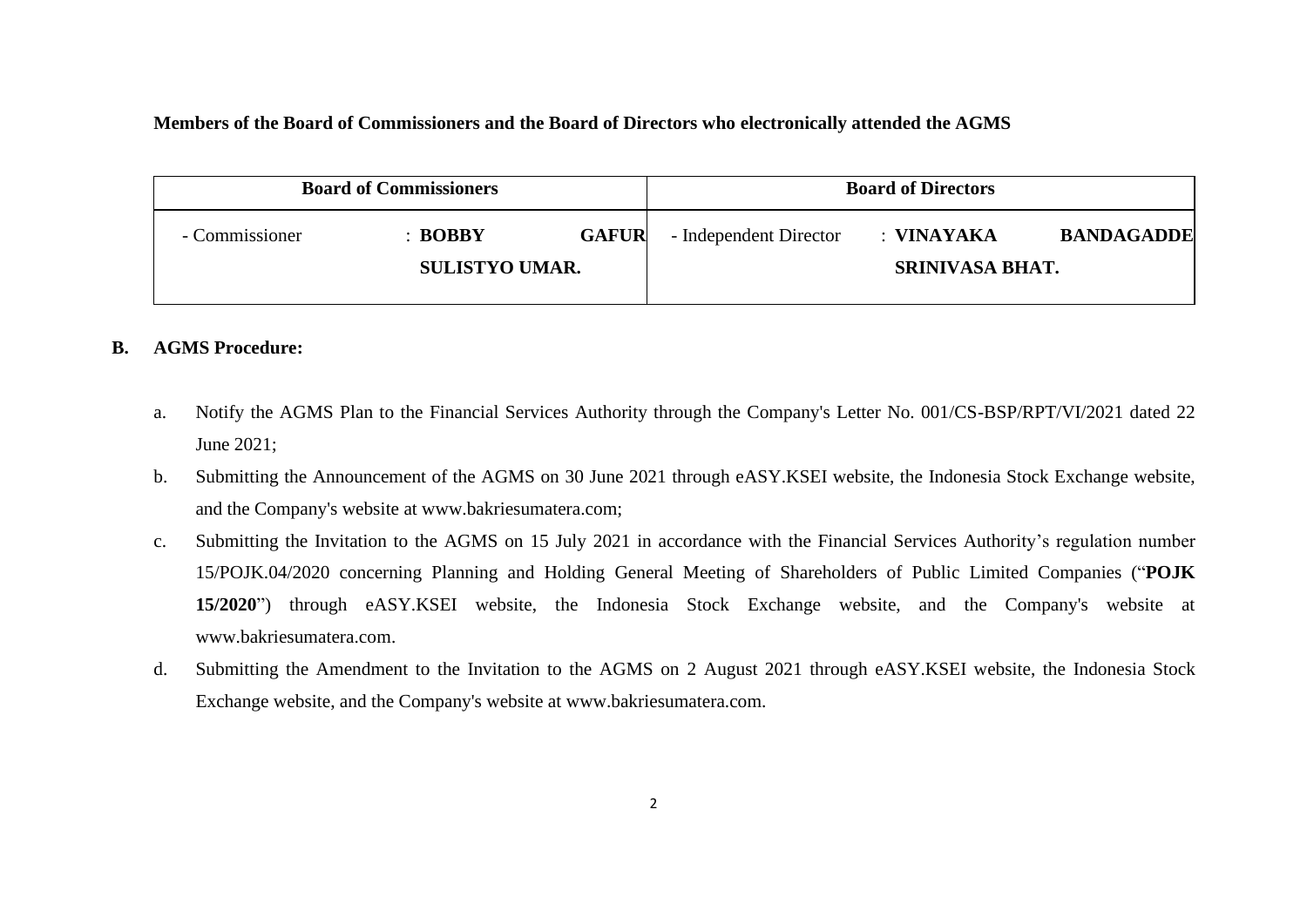**Members of the Board of Commissioners and the Board of Directors who electronically attended the AGMS**

| Board of Commissioners | | Board of Directors | |
|---|---|---|---|
| - Commissioner | : **BOBBY GAFUR SULISTYO UMAR.** | - Independent Director | : **VINAYAKA BANDAGADDE SRINIVASA BHAT.** |

**B. AGMS Procedure:**

a. Notify the AGMS Plan to the Financial Services Authority through the Company's Letter No. 001/CS-BSP/RPT/VI/2021 dated 22 June 2021;

b. Submitting the Announcement of the AGMS on 30 June 2021 through eASY.KSEI website, the Indonesia Stock Exchange website, and the Company's website at www.bakriesumatera.com;

c. Submitting the Invitation to the AGMS on 15 July 2021 in accordance with the Financial Services Authority's regulation number 15/POJK.04/2020 concerning Planning and Holding General Meeting of Shareholders of Public Limited Companies ("**POJK 15/2020**") through eASY.KSEI website, the Indonesia Stock Exchange website, and the Company's website at www.bakriesumatera.com.

d. Submitting the Amendment to the Invitation to the AGMS on 2 August 2021 through eASY.KSEI website, the Indonesia Stock Exchange website, and the Company's website at www.bakriesumatera.com.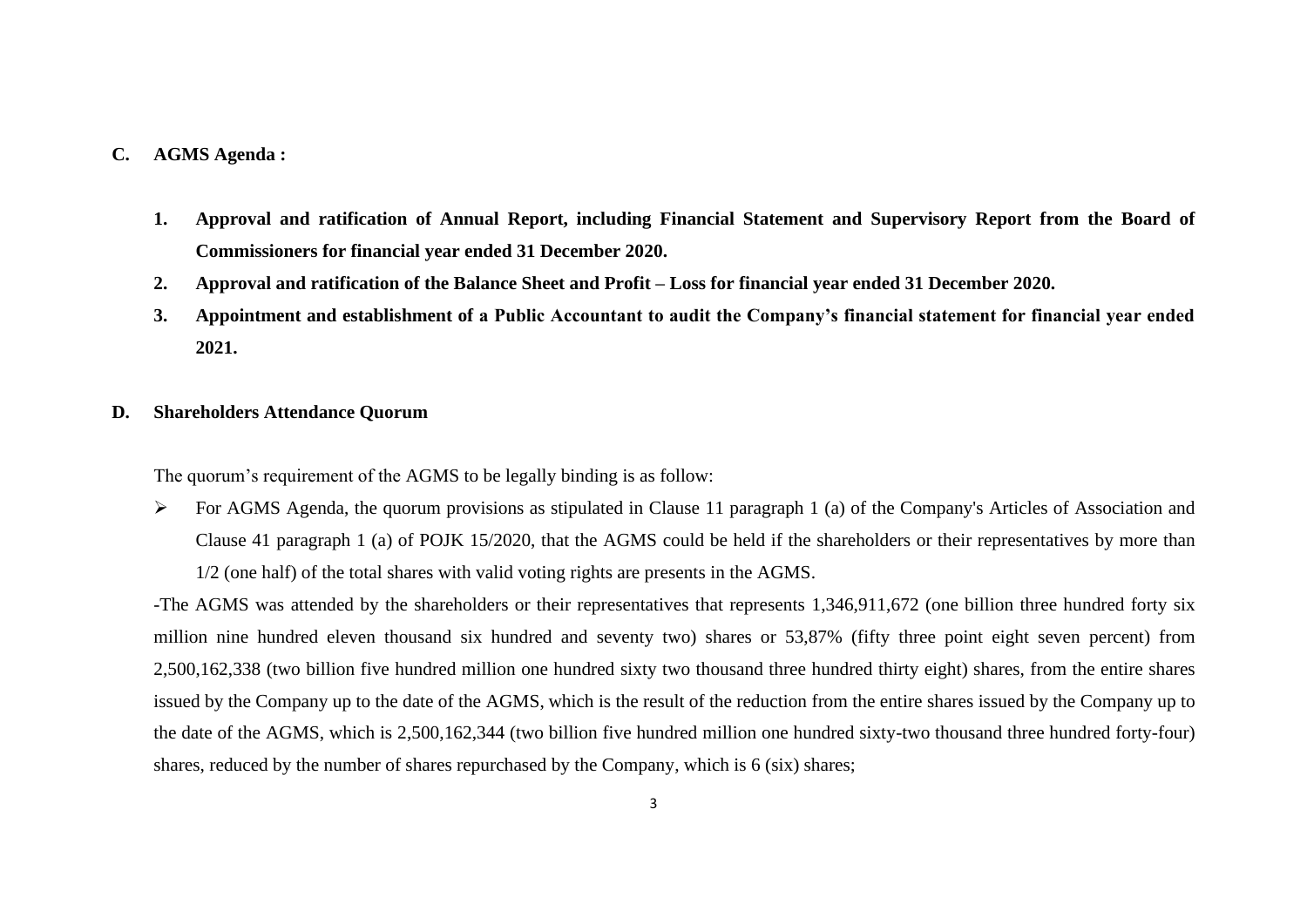**C. AGMS Agenda :**

1. **Approval and ratification of Annual Report, including Financial Statement and Supervisory Report from the Board of Commissioners for financial year ended 31 December 2020.**
2. **Approval and ratification of the Balance Sheet and Profit – Loss for financial year ended 31 December 2020.**
3. **Appointment and establishment of a Public Accountant to audit the Company's financial statement for financial year ended 2021.**

**D. Shareholders Attendance Quorum**

The quorum's requirement of the AGMS to be legally binding is as follow:

- For AGMS Agenda, the quorum provisions as stipulated in Clause 11 paragraph 1 (a) of the Company's Articles of Association and Clause 41 paragraph 1 (a) of POJK 15/2020, that the AGMS could be held if the shareholders or their representatives by more than 1/2 (one half) of the total shares with valid voting rights are presents in the AGMS.

-The AGMS was attended by the shareholders or their representatives that represents 1,346,911,672 (one billion three hundred forty six million nine hundred eleven thousand six hundred and seventy two) shares or 53,87% (fifty three point eight seven percent) from 2,500,162,338 (two billion five hundred million one hundred sixty two thousand three hundred thirty eight) shares, from the entire shares issued by the Company up to the date of the AGMS, which is the result of the reduction from the entire shares issued by the Company up to the date of the AGMS, which is 2,500,162,344 (two billion five hundred million one hundred sixty-two thousand three hundred forty-four) shares, reduced by the number of shares repurchased by the Company, which is 6 (six) shares;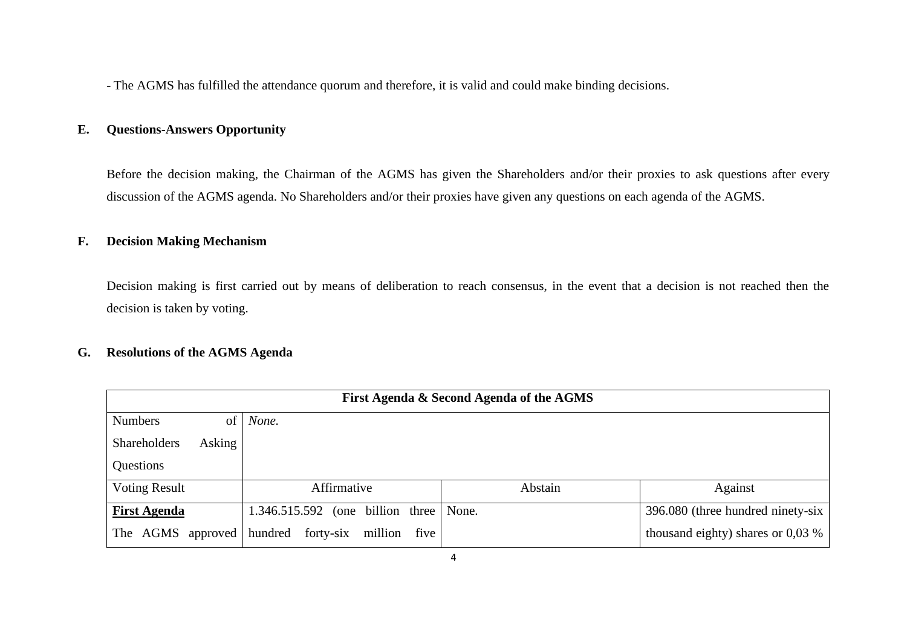- The AGMS has fulfilled the attendance quorum and therefore, it is valid and could make binding decisions.

## E. Questions-Answers Opportunity

Before the decision making, the Chairman of the AGMS has given the Shareholders and/or their proxies to ask questions after every discussion of the AGMS agenda. No Shareholders and/or their proxies have given any questions on each agenda of the AGMS.

## F. Decision Making Mechanism

Decision making is first carried out by means of deliberation to reach consensus, in the event that a decision is not reached then the decision is taken by voting.

## G. Resolutions of the AGMS Agenda

| **First Agenda & Second Agenda of the AGMS** | | | |
|---|---|---|---|
| Numbers of Shareholders Asking Questions | *None.* | | |
| Voting Result | Affirmative | Abstain | Against |
| **First Agenda** The AGMS approved | 1.346.515.592 (one billion three hundred forty-six million five | None. | 396.080 (three hundred ninety-six thousand eighty) shares or 0,03 % |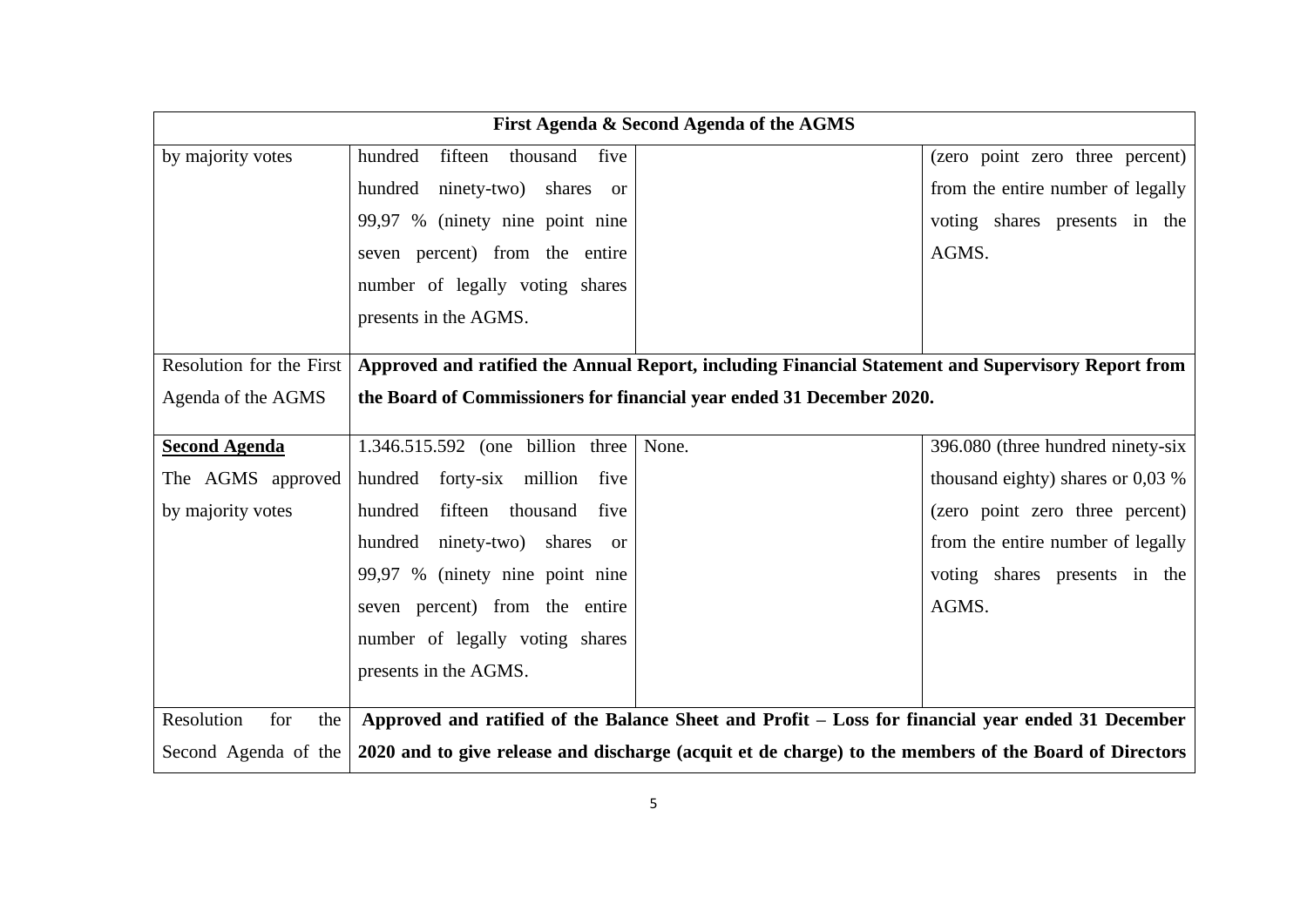| First Agenda & Second Agenda of the AGMS | | | |
|---|---|---|---|
| by majority votes | hundred fifteen thousand five hundred ninety-two) shares or 99,97 % (ninety nine point nine seven percent) from the entire number of legally voting shares presents in the AGMS. | | (zero point zero three percent) from the entire number of legally voting shares presents in the AGMS. |
| Resolution for the First Agenda of the AGMS | **Approved and ratified the Annual Report, including Financial Statement and Supervisory Report from the Board of Commissioners for financial year ended 31 December 2020.** | | |
| **<u>Second Agenda</u>** The AGMS approved by majority votes | 1.346.515.592 (one billion three hundred forty-six million five hundred fifteen thousand five hundred ninety-two) shares or 99,97 % (ninety nine point nine seven percent) from the entire number of legally voting shares presents in the AGMS. | None. | 396.080 (three hundred ninety-six thousand eighty) shares or 0,03 % (zero point zero three percent) from the entire number of legally voting shares presents in the AGMS. |
| Resolution for the Second Agenda of the | **Approved and ratified of the Balance Sheet and Profit – Loss for financial year ended 31 December 2020 and to give release and discharge (acquit et de charge) to the members of the Board of Directors** | | |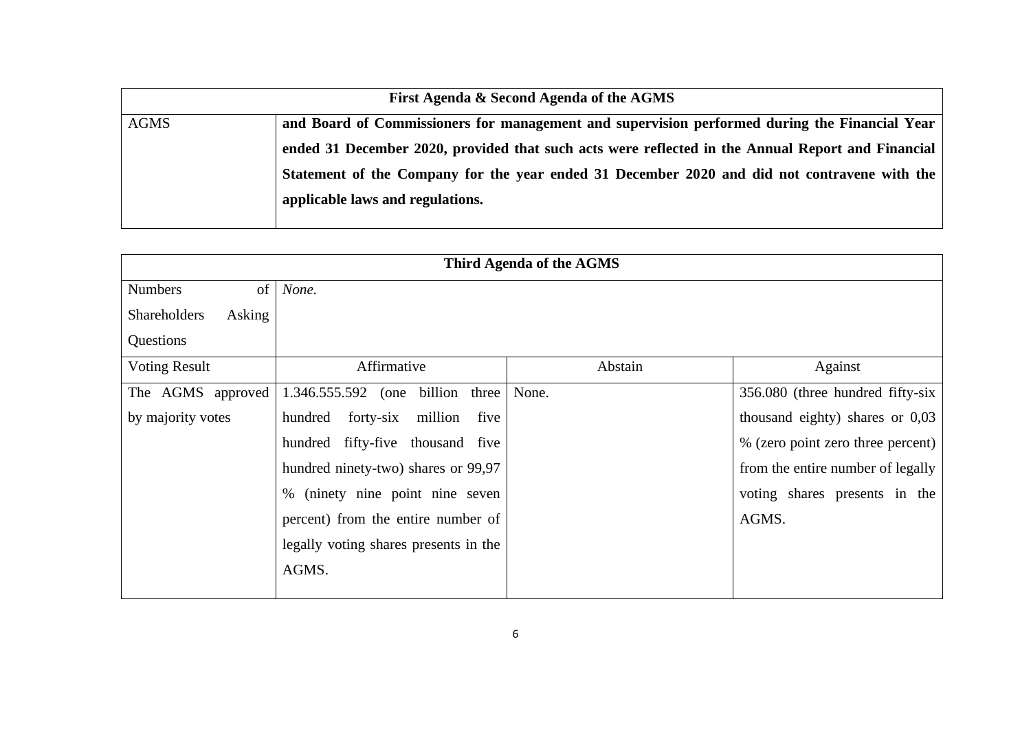| First Agenda & Second Agenda of the AGMS | |
|---|---|
| AGMS | **and Board of Commissioners for management and supervision performed during the Financial Year ended 31 December 2020, provided that such acts were reflected in the Annual Report and Financial Statement of the Company for the year ended 31 December 2020 and did not contravene with the applicable laws and regulations.** |

| Third Agenda of the AGMS | | | |
|---|---|---|---|
| Numbers of Shareholders Asking Questions | *None.* | | |
| Voting Result | Affirmative | Abstain | Against |
| The AGMS approved by majority votes | 1.346.555.592 (one billion three hundred forty-six million five hundred fifty-five thousand five hundred ninety-two) shares or 99,97 % (ninety nine point nine seven percent) from the entire number of legally voting shares presents in the AGMS. | None. | 356.080 (three hundred fifty-six thousand eighty) shares or 0,03 % (zero point zero three percent) from the entire number of legally voting shares presents in the AGMS. |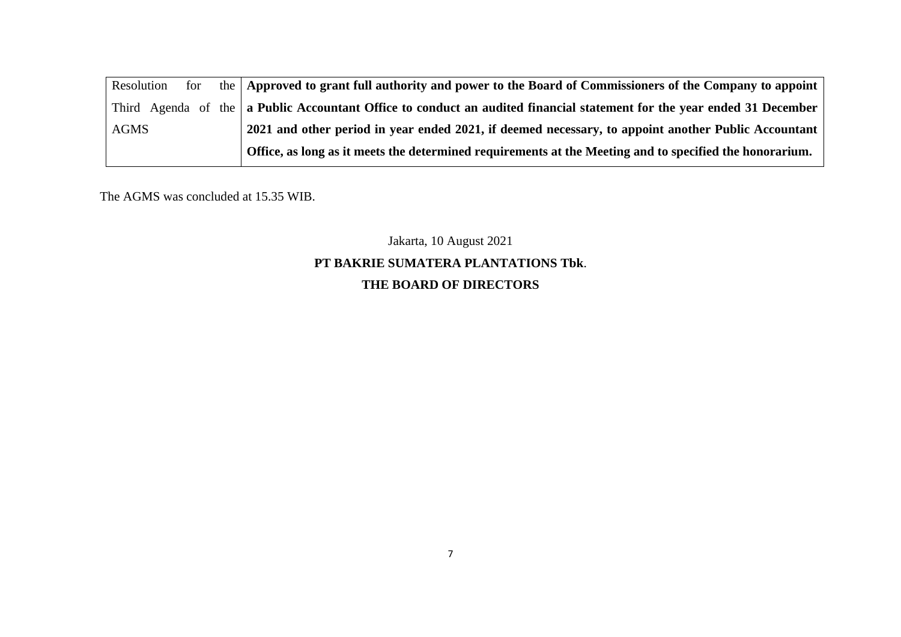| | |
|---|---|
| Resolution for the Third Agenda of the AGMS | **Approved to grant full authority and power to the Board of Commissioners of the Company to appoint a Public Accountant Office to conduct an audited financial statement for the year ended 31 December 2021 and other period in year ended 2021, if deemed necessary, to appoint another Public Accountant Office, as long as it meets the determined requirements at the Meeting and to specified the honorarium.** |

The AGMS was concluded at 15.35 WIB.

Jakarta, 10 August 2021

**PT BAKRIE SUMATERA PLANTATIONS Tbk**.

**THE BOARD OF DIRECTORS**